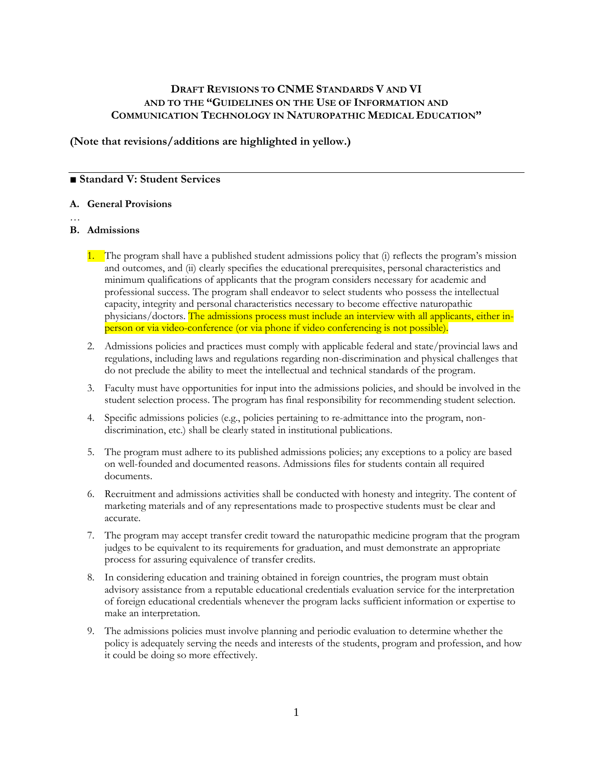**DRAFT REVISIONS TO CNME STANDARDS V AND VI AND TO THE "GUIDELINES ON THE USE OF INFORMATION AND COMMUNICATION TECHNOLOGY IN NATUROPATHIC MEDICAL EDUCATION"**

**(Note that revisions/additions are highlighted in yellow.)**

---

## ■ Standard V: Student Services

### A. General Provisions

…

### B. Admissions

1. The program shall have a published student admissions policy that (i) reflects the program's mission and outcomes, and (ii) clearly specifies the educational prerequisites, personal characteristics and minimum qualifications of applicants that the program considers necessary for academic and professional success. The program shall endeavor to select students who possess the intellectual capacity, integrity and personal characteristics necessary to become effective naturopathic physicians/doctors. The admissions process must include an interview with all applicants, either in-person or via video-conference (or via phone if video conferencing is not possible).

2. Admissions policies and practices must comply with applicable federal and state/provincial laws and regulations, including laws and regulations regarding non-discrimination and physical challenges that do not preclude the ability to meet the intellectual and technical standards of the program.

3. Faculty must have opportunities for input into the admissions policies, and should be involved in the student selection process. The program has final responsibility for recommending student selection.

4. Specific admissions policies (e.g., policies pertaining to re-admittance into the program, non-discrimination, etc.) shall be clearly stated in institutional publications.

5. The program must adhere to its published admissions policies; any exceptions to a policy are based on well-founded and documented reasons. Admissions files for students contain all required documents.

6. Recruitment and admissions activities shall be conducted with honesty and integrity. The content of marketing materials and of any representations made to prospective students must be clear and accurate.

7. The program may accept transfer credit toward the naturopathic medicine program that the program judges to be equivalent to its requirements for graduation, and must demonstrate an appropriate process for assuring equivalence of transfer credits.

8. In considering education and training obtained in foreign countries, the program must obtain advisory assistance from a reputable educational credentials evaluation service for the interpretation of foreign educational credentials whenever the program lacks sufficient information or expertise to make an interpretation.

9. The admissions policies must involve planning and periodic evaluation to determine whether the policy is adequately serving the needs and interests of the students, program and profession, and how it could be doing so more effectively.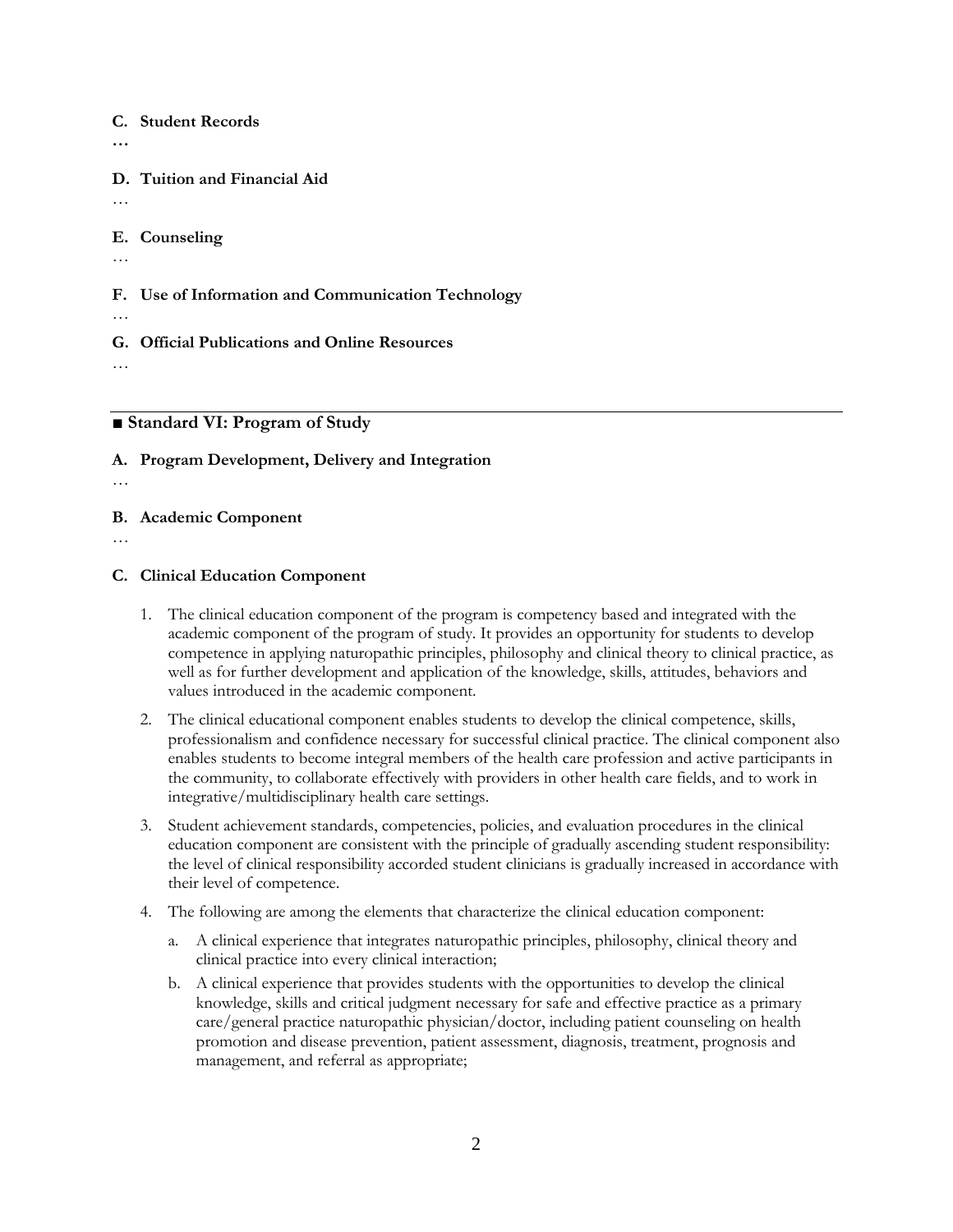**C. Student Records**

**…**

**D. Tuition and Financial Aid**

…

**E. Counseling**

…

**F. Use of Information and Communication Technology**

…

**G. Official Publications and Online Resources**

…

---

## ■ Standard VI: Program of Study

**A. Program Development, Delivery and Integration**

…

**B. Academic Component**

…

**C. Clinical Education Component**

1. The clinical education component of the program is competency based and integrated with the academic component of the program of study. It provides an opportunity for students to develop competence in applying naturopathic principles, philosophy and clinical theory to clinical practice, as well as for further development and application of the knowledge, skills, attitudes, behaviors and values introduced in the academic component.

2. The clinical educational component enables students to develop the clinical competence, skills, professionalism and confidence necessary for successful clinical practice. The clinical component also enables students to become integral members of the health care profession and active participants in the community, to collaborate effectively with providers in other health care fields, and to work in integrative/multidisciplinary health care settings.

3. Student achievement standards, competencies, policies, and evaluation procedures in the clinical education component are consistent with the principle of gradually ascending student responsibility: the level of clinical responsibility accorded student clinicians is gradually increased in accordance with their level of competence.

4. The following are among the elements that characterize the clinical education component:

   a. A clinical experience that integrates naturopathic principles, philosophy, clinical theory and clinical practice into every clinical interaction;

   b. A clinical experience that provides students with the opportunities to develop the clinical knowledge, skills and critical judgment necessary for safe and effective practice as a primary care/general practice naturopathic physician/doctor, including patient counseling on health promotion and disease prevention, patient assessment, diagnosis, treatment, prognosis and management, and referral as appropriate;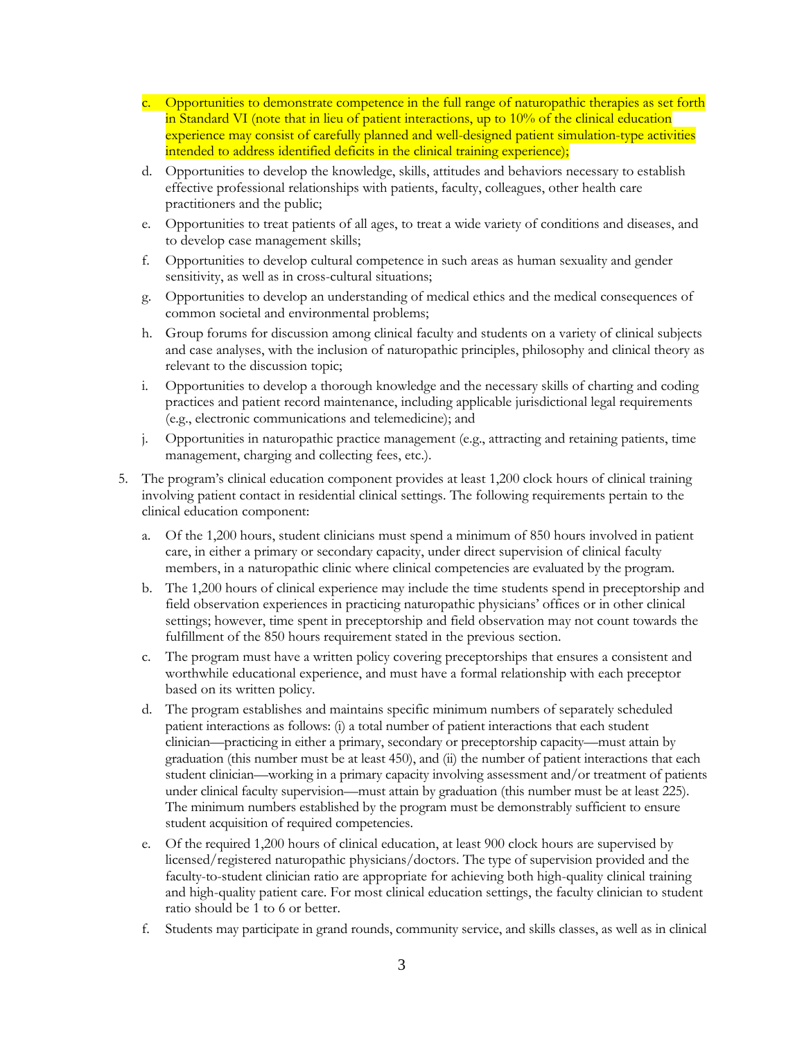c. Opportunities to demonstrate competence in the full range of naturopathic therapies as set forth in Standard VI (note that in lieu of patient interactions, up to 10% of the clinical education experience may consist of carefully planned and well-designed patient simulation-type activities intended to address identified deficits in the clinical training experience);

d. Opportunities to develop the knowledge, skills, attitudes and behaviors necessary to establish effective professional relationships with patients, faculty, colleagues, other health care practitioners and the public;

e. Opportunities to treat patients of all ages, to treat a wide variety of conditions and diseases, and to develop case management skills;

f. Opportunities to develop cultural competence in such areas as human sexuality and gender sensitivity, as well as in cross-cultural situations;

g. Opportunities to develop an understanding of medical ethics and the medical consequences of common societal and environmental problems;

h. Group forums for discussion among clinical faculty and students on a variety of clinical subjects and case analyses, with the inclusion of naturopathic principles, philosophy and clinical theory as relevant to the discussion topic;

i. Opportunities to develop a thorough knowledge and the necessary skills of charting and coding practices and patient record maintenance, including applicable jurisdictional legal requirements (e.g., electronic communications and telemedicine); and

j. Opportunities in naturopathic practice management (e.g., attracting and retaining patients, time management, charging and collecting fees, etc.).

5. The program's clinical education component provides at least 1,200 clock hours of clinical training involving patient contact in residential clinical settings. The following requirements pertain to the clinical education component:

   a. Of the 1,200 hours, student clinicians must spend a minimum of 850 hours involved in patient care, in either a primary or secondary capacity, under direct supervision of clinical faculty members, in a naturopathic clinic where clinical competencies are evaluated by the program.

   b. The 1,200 hours of clinical experience may include the time students spend in preceptorship and field observation experiences in practicing naturopathic physicians' offices or in other clinical settings; however, time spent in preceptorship and field observation may not count towards the fulfillment of the 850 hours requirement stated in the previous section.

   c. The program must have a written policy covering preceptorships that ensures a consistent and worthwhile educational experience, and must have a formal relationship with each preceptor based on its written policy.

   d. The program establishes and maintains specific minimum numbers of separately scheduled patient interactions as follows: (i) a total number of patient interactions that each student clinician—practicing in either a primary, secondary or preceptorship capacity—must attain by graduation (this number must be at least 450), and (ii) the number of patient interactions that each student clinician—working in a primary capacity involving assessment and/or treatment of patients under clinical faculty supervision—must attain by graduation (this number must be at least 225). The minimum numbers established by the program must be demonstrably sufficient to ensure student acquisition of required competencies.

   e. Of the required 1,200 hours of clinical education, at least 900 clock hours are supervised by licensed/registered naturopathic physicians/doctors. The type of supervision provided and the faculty-to-student clinician ratio are appropriate for achieving both high-quality clinical training and high-quality patient care. For most clinical education settings, the faculty clinician to student ratio should be 1 to 6 or better.

   f. Students may participate in grand rounds, community service, and skills classes, as well as in clinical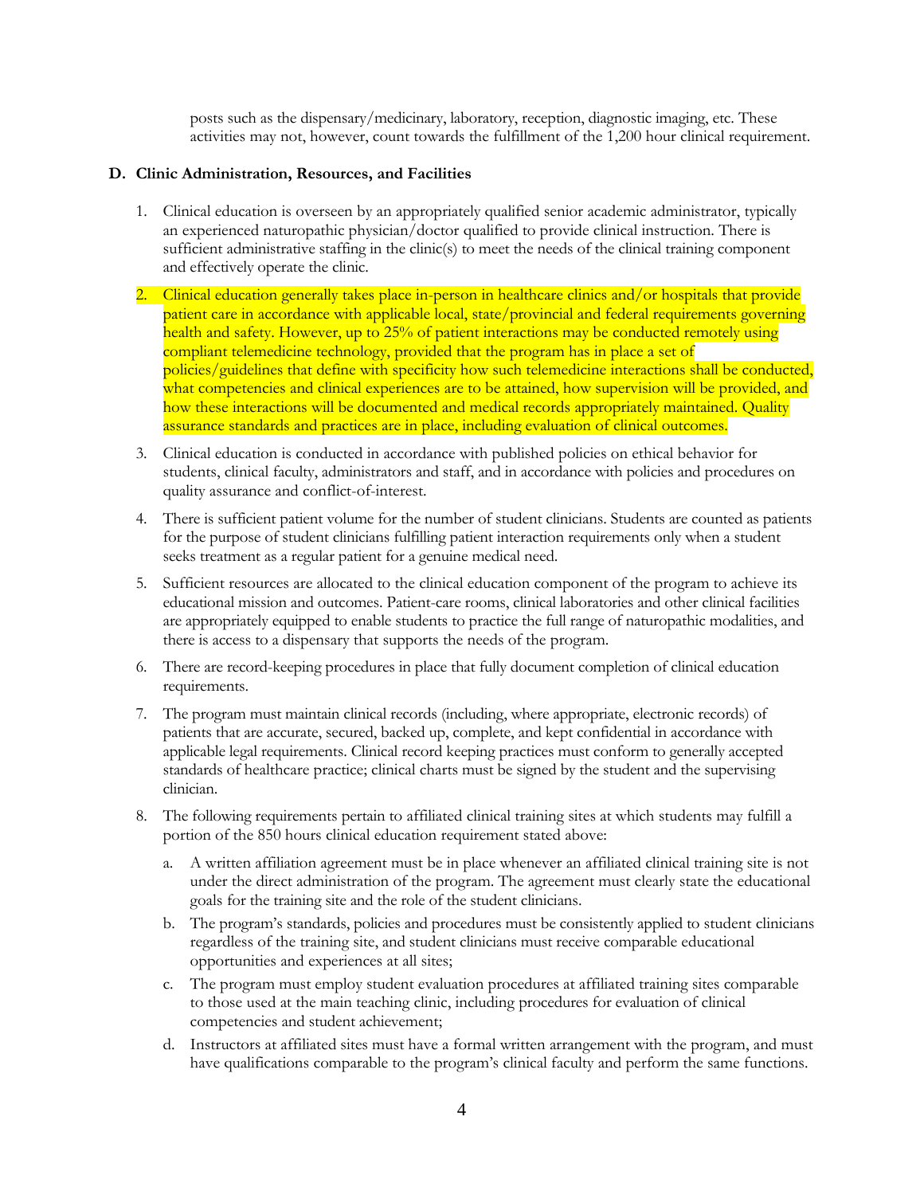posts such as the dispensary/medicinary, laboratory, reception, diagnostic imaging, etc. These activities may not, however, count towards the fulfillment of the 1,200 hour clinical requirement.

### D. Clinic Administration, Resources, and Facilities

1. Clinical education is overseen by an appropriately qualified senior academic administrator, typically an experienced naturopathic physician/doctor qualified to provide clinical instruction. There is sufficient administrative staffing in the clinic(s) to meet the needs of the clinical training component and effectively operate the clinic.

2. Clinical education generally takes place in-person in healthcare clinics and/or hospitals that provide patient care in accordance with applicable local, state/provincial and federal requirements governing health and safety. However, up to 25% of patient interactions may be conducted remotely using compliant telemedicine technology, provided that the program has in place a set of policies/guidelines that define with specificity how such telemedicine interactions shall be conducted, what competencies and clinical experiences are to be attained, how supervision will be provided, and how these interactions will be documented and medical records appropriately maintained. Quality assurance standards and practices are in place, including evaluation of clinical outcomes.

3. Clinical education is conducted in accordance with published policies on ethical behavior for students, clinical faculty, administrators and staff, and in accordance with policies and procedures on quality assurance and conflict-of-interest.

4. There is sufficient patient volume for the number of student clinicians. Students are counted as patients for the purpose of student clinicians fulfilling patient interaction requirements only when a student seeks treatment as a regular patient for a genuine medical need.

5. Sufficient resources are allocated to the clinical education component of the program to achieve its educational mission and outcomes. Patient-care rooms, clinical laboratories and other clinical facilities are appropriately equipped to enable students to practice the full range of naturopathic modalities, and there is access to a dispensary that supports the needs of the program.

6. There are record-keeping procedures in place that fully document completion of clinical education requirements.

7. The program must maintain clinical records (including, where appropriate, electronic records) of patients that are accurate, secured, backed up, complete, and kept confidential in accordance with applicable legal requirements. Clinical record keeping practices must conform to generally accepted standards of healthcare practice; clinical charts must be signed by the student and the supervising clinician.

8. The following requirements pertain to affiliated clinical training sites at which students may fulfill a portion of the 850 hours clinical education requirement stated above:

    a. A written affiliation agreement must be in place whenever an affiliated clinical training site is not under the direct administration of the program. The agreement must clearly state the educational goals for the training site and the role of the student clinicians.

    b. The program's standards, policies and procedures must be consistently applied to student clinicians regardless of the training site, and student clinicians must receive comparable educational opportunities and experiences at all sites;

    c. The program must employ student evaluation procedures at affiliated training sites comparable to those used at the main teaching clinic, including procedures for evaluation of clinical competencies and student achievement;

    d. Instructors at affiliated sites must have a formal written arrangement with the program, and must have qualifications comparable to the program's clinical faculty and perform the same functions.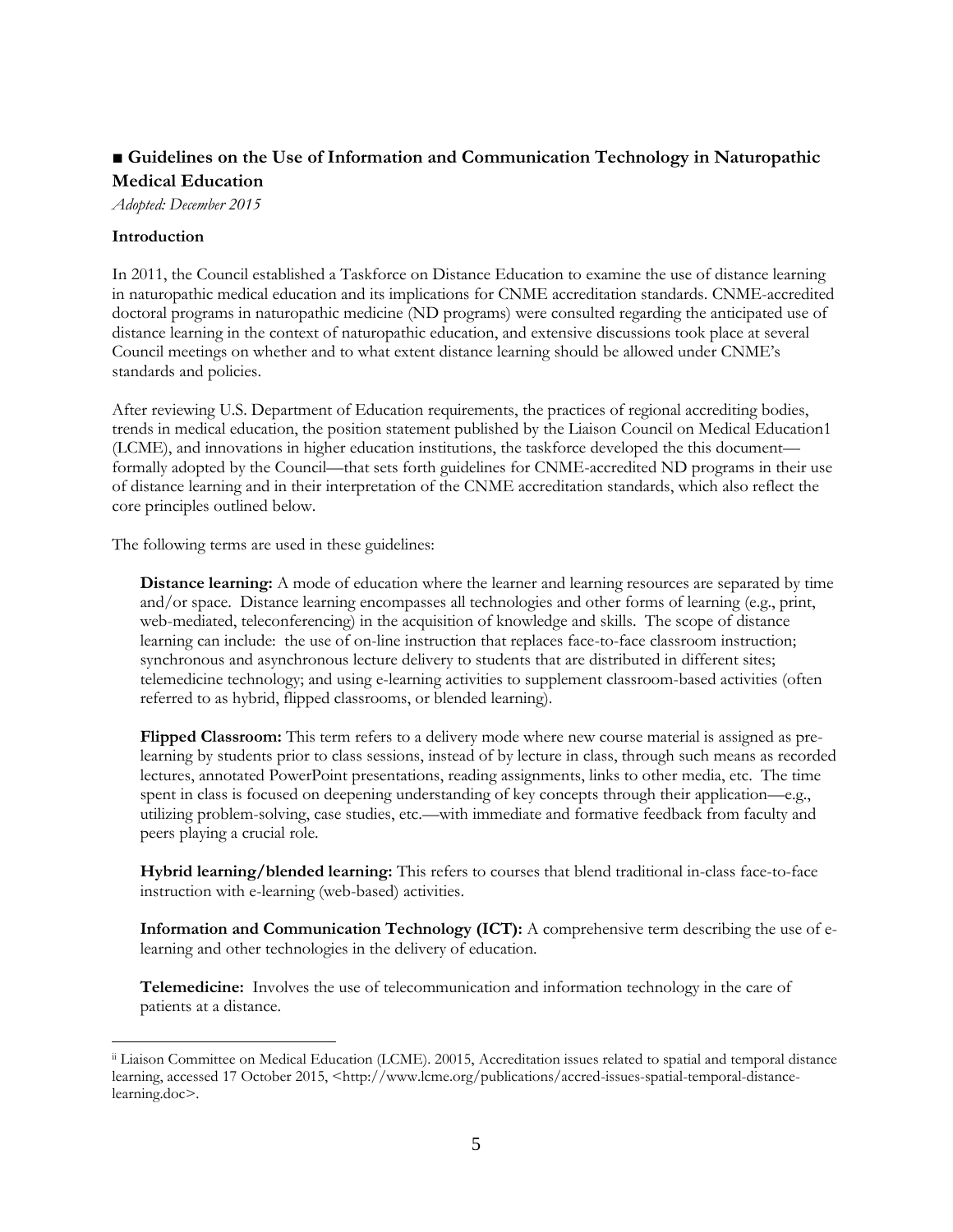## ■ Guidelines on the Use of Information and Communication Technology in Naturopathic Medical Education

*Adopted: December 2015*

**Introduction**

In 2011, the Council established a Taskforce on Distance Education to examine the use of distance learning in naturopathic medical education and its implications for CNME accreditation standards. CNME-accredited doctoral programs in naturopathic medicine (ND programs) were consulted regarding the anticipated use of distance learning in the context of naturopathic education, and extensive discussions took place at several Council meetings on whether and to what extent distance learning should be allowed under CNME's standards and policies.

After reviewing U.S. Department of Education requirements, the practices of regional accrediting bodies, trends in medical education, the position statement published by the Liaison Council on Medical Education1 (LCME), and innovations in higher education institutions, the taskforce developed the this document—formally adopted by the Council—that sets forth guidelines for CNME-accredited ND programs in their use of distance learning and in their interpretation of the CNME accreditation standards, which also reflect the core principles outlined below.

The following terms are used in these guidelines:

**Distance learning:** A mode of education where the learner and learning resources are separated by time and/or space. Distance learning encompasses all technologies and other forms of learning (e.g., print, web-mediated, teleconferencing) in the acquisition of knowledge and skills. The scope of distance learning can include: the use of on-line instruction that replaces face-to-face classroom instruction; synchronous and asynchronous lecture delivery to students that are distributed in different sites; telemedicine technology; and using e-learning activities to supplement classroom-based activities (often referred to as hybrid, flipped classrooms, or blended learning).

**Flipped Classroom:** This term refers to a delivery mode where new course material is assigned as pre-learning by students prior to class sessions, instead of by lecture in class, through such means as recorded lectures, annotated PowerPoint presentations, reading assignments, links to other media, etc. The time spent in class is focused on deepening understanding of key concepts through their application—e.g., utilizing problem-solving, case studies, etc.—with immediate and formative feedback from faculty and peers playing a crucial role.

**Hybrid learning/blended learning:** This refers to courses that blend traditional in-class face-to-face instruction with e-learning (web-based) activities.

**Information and Communication Technology (ICT):** A comprehensive term describing the use of e-learning and other technologies in the delivery of education.

**Telemedicine:** Involves the use of telecommunication and information technology in the care of patients at a distance.

---

[ii] Liaison Committee on Medical Education (LCME). 20015, Accreditation issues related to spatial and temporal distance learning, accessed 17 October 2015, <http://www.lcme.org/publications/accred-issues-spatial-temporal-distance-learning.doc>.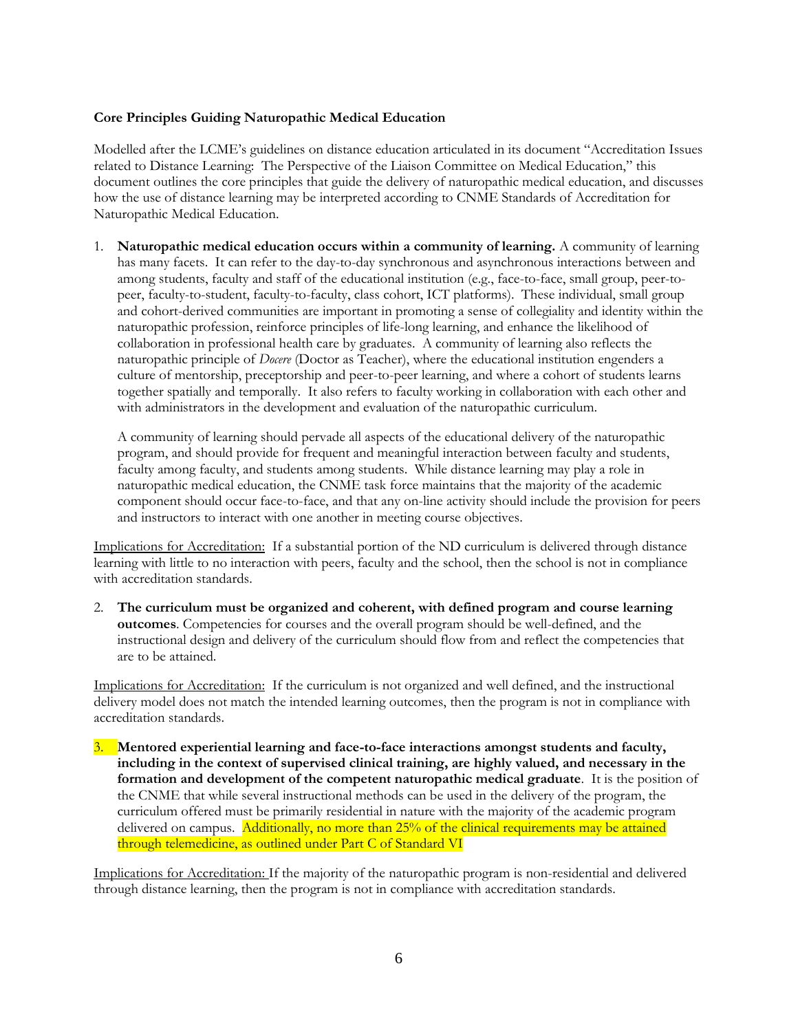**Core Principles Guiding Naturopathic Medical Education**

Modelled after the LCME's guidelines on distance education articulated in its document "Accreditation Issues related to Distance Learning: The Perspective of the Liaison Committee on Medical Education," this document outlines the core principles that guide the delivery of naturopathic medical education, and discusses how the use of distance learning may be interpreted according to CNME Standards of Accreditation for Naturopathic Medical Education.

1. **Naturopathic medical education occurs within a community of learning.** A community of learning has many facets. It can refer to the day-to-day synchronous and asynchronous interactions between and among students, faculty and staff of the educational institution (e.g., face-to-face, small group, peer-to-peer, faculty-to-student, faculty-to-faculty, class cohort, ICT platforms). These individual, small group and cohort-derived communities are important in promoting a sense of collegiality and identity within the naturopathic profession, reinforce principles of life-long learning, and enhance the likelihood of collaboration in professional health care by graduates. A community of learning also reflects the naturopathic principle of *Docere* (Doctor as Teacher), where the educational institution engenders a culture of mentorship, preceptorship and peer-to-peer learning, and where a cohort of students learns together spatially and temporally. It also refers to faculty working in collaboration with each other and with administrators in the development and evaluation of the naturopathic curriculum.

   A community of learning should pervade all aspects of the educational delivery of the naturopathic program, and should provide for frequent and meaningful interaction between faculty and students, faculty among faculty, and students among students. While distance learning may play a role in naturopathic medical education, the CNME task force maintains that the majority of the academic component should occur face-to-face, and that any on-line activity should include the provision for peers and instructors to interact with one another in meeting course objectives.

Implications for Accreditation: If a substantial portion of the ND curriculum is delivered through distance learning with little to no interaction with peers, faculty and the school, then the school is not in compliance with accreditation standards.

2. **The curriculum must be organized and coherent, with defined program and course learning outcomes**. Competencies for courses and the overall program should be well-defined, and the instructional design and delivery of the curriculum should flow from and reflect the competencies that are to be attained.

Implications for Accreditation: If the curriculum is not organized and well defined, and the instructional delivery model does not match the intended learning outcomes, then the program is not in compliance with accreditation standards.

3. **Mentored experiential learning and face-to-face interactions amongst students and faculty, including in the context of supervised clinical training, are highly valued, and necessary in the formation and development of the competent naturopathic medical graduate**. It is the position of the CNME that while several instructional methods can be used in the delivery of the program, the curriculum offered must be primarily residential in nature with the majority of the academic program delivered on campus. Additionally, no more than 25% of the clinical requirements may be attained through telemedicine, as outlined under Part C of Standard VI

Implications for Accreditation: If the majority of the naturopathic program is non-residential and delivered through distance learning, then the program is not in compliance with accreditation standards.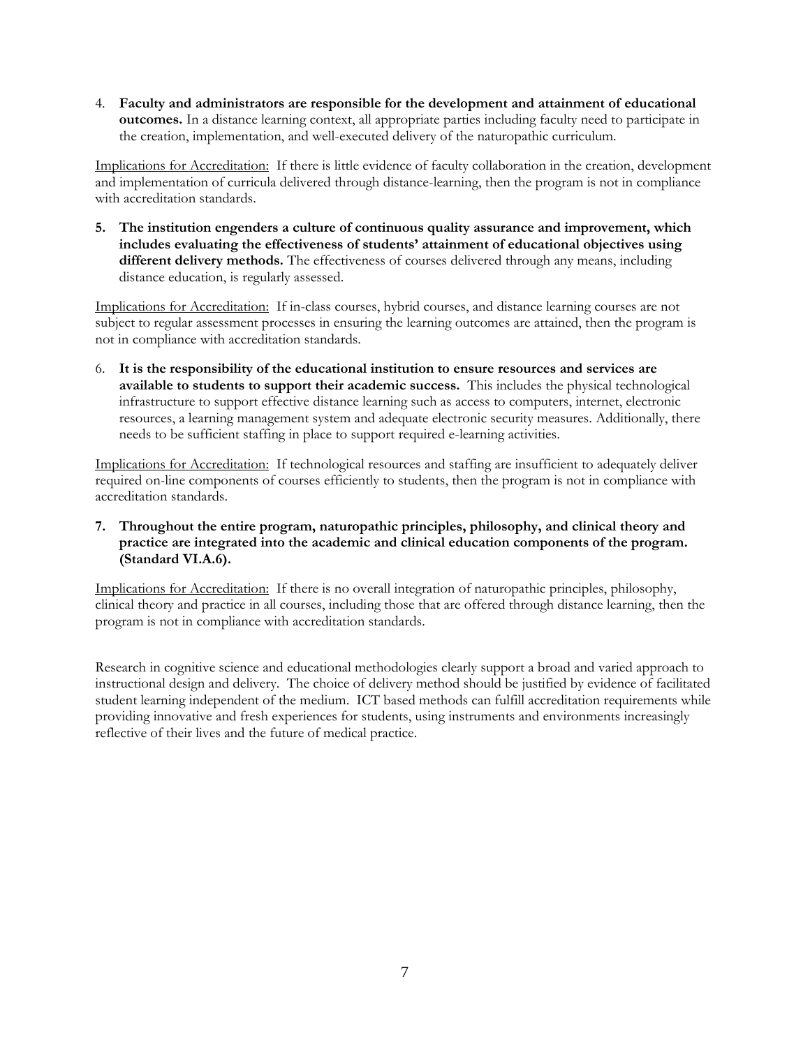4. **Faculty and administrators are responsible for the development and attainment of educational outcomes.** In a distance learning context, all appropriate parties including faculty need to participate in the creation, implementation, and well-executed delivery of the naturopathic curriculum.

Implications for Accreditation: If there is little evidence of faculty collaboration in the creation, development and implementation of curricula delivered through distance-learning, then the program is not in compliance with accreditation standards.

5. **The institution engenders a culture of continuous quality assurance and improvement, which includes evaluating the effectiveness of students' attainment of educational objectives using different delivery methods.** The effectiveness of courses delivered through any means, including distance education, is regularly assessed.

Implications for Accreditation: If in-class courses, hybrid courses, and distance learning courses are not subject to regular assessment processes in ensuring the learning outcomes are attained, then the program is not in compliance with accreditation standards.

6. **It is the responsibility of the educational institution to ensure resources and services are available to students to support their academic success.** This includes the physical technological infrastructure to support effective distance learning such as access to computers, internet, electronic resources, a learning management system and adequate electronic security measures. Additionally, there needs to be sufficient staffing in place to support required e-learning activities.

Implications for Accreditation: If technological resources and staffing are insufficient to adequately deliver required on-line components of courses efficiently to students, then the program is not in compliance with accreditation standards.

7. **Throughout the entire program, naturopathic principles, philosophy, and clinical theory and practice are integrated into the academic and clinical education components of the program. (Standard VI.A.6).**

Implications for Accreditation: If there is no overall integration of naturopathic principles, philosophy, clinical theory and practice in all courses, including those that are offered through distance learning, then the program is not in compliance with accreditation standards.

Research in cognitive science and educational methodologies clearly support a broad and varied approach to instructional design and delivery. The choice of delivery method should be justified by evidence of facilitated student learning independent of the medium. ICT based methods can fulfill accreditation requirements while providing innovative and fresh experiences for students, using instruments and environments increasingly reflective of their lives and the future of medical practice.